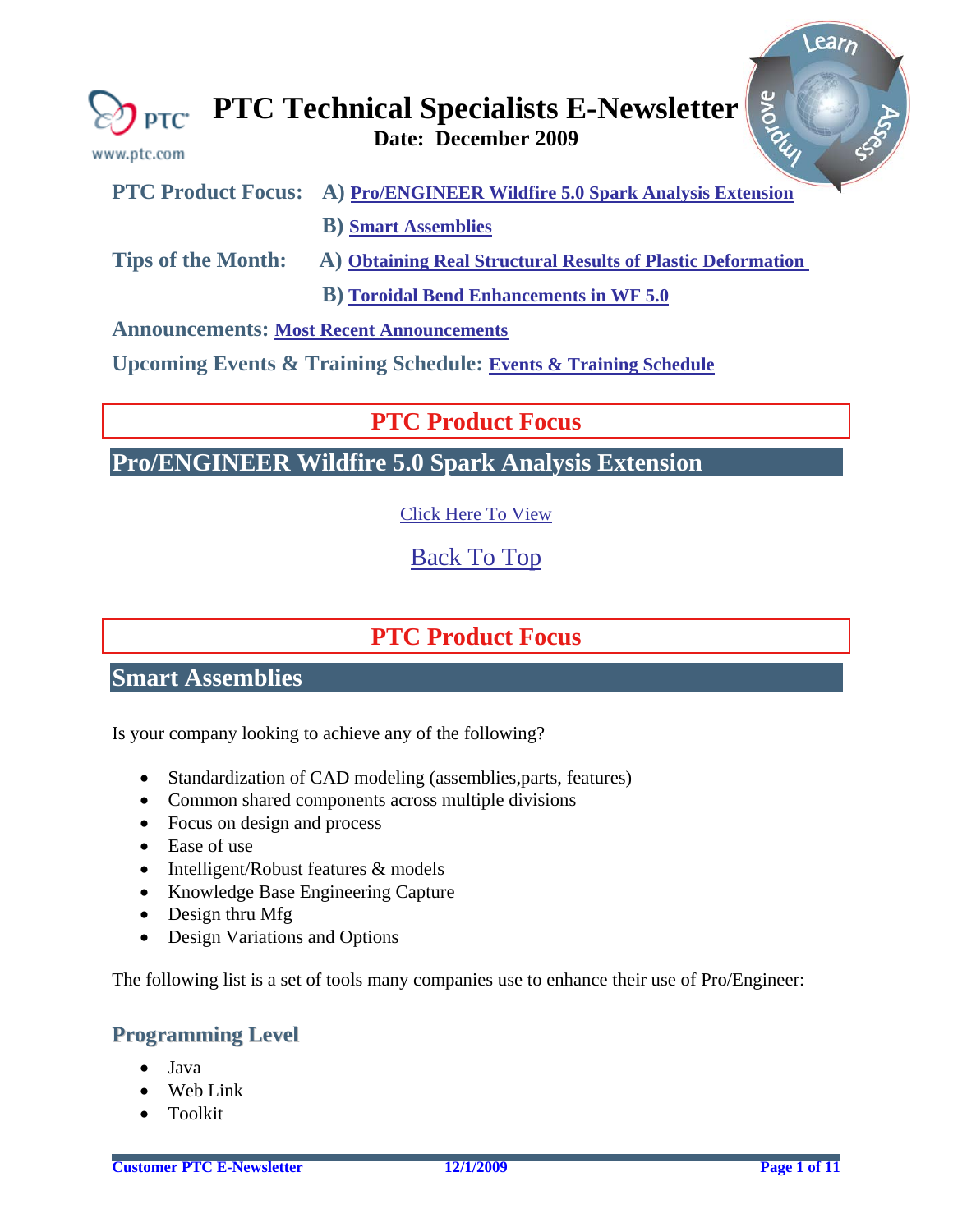# PTC Technical Specialists E-Newsletter

**Date: December 2009**

www.ptc.com

**PTC Product Focus:** **A)** **Pro/ENGINEER Wildfire 5.0 Spark Analysis Extension**

**B)** **Smart Assemblies**

**Tips of the Month:** **A)** **Obtaining Real Structural Results of Plastic Deformation**

**B)** **Toroidal Bend Enhancements in WF 5.0**

**Announcements:** **Most Recent Announcements**

**Upcoming Events & Training Schedule:** **Events & Training Schedule**

## PTC Product Focus

## Pro/ENGINEER Wildfire 5.0 Spark Analysis Extension

Click Here To View

Back To Top

## PTC Product Focus

## Smart Assemblies

Is your company looking to achieve any of the following?

- Standardization of CAD modeling (assemblies,parts, features)
- Common shared components across multiple divisions
- Focus on design and process
- Ease of use
- Intelligent/Robust features & models
- Knowledge Base Engineering Capture
- Design thru Mfg
- Design Variations and Options

The following list is a set of tools many companies use to enhance their use of Pro/Engineer:

### Programming Level

- Java
- Web Link
- Toolkit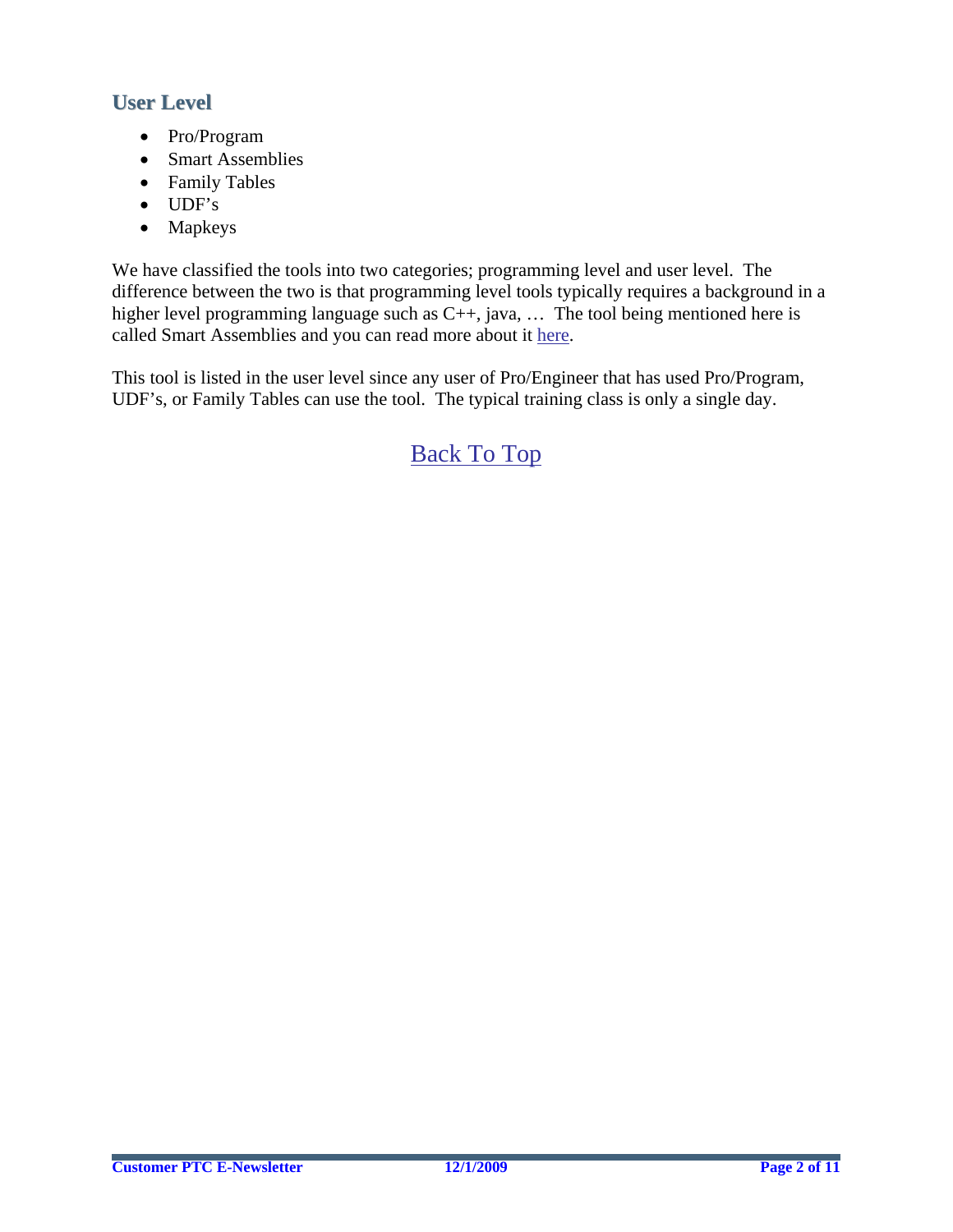## User Level

- Pro/Program
- Smart Assemblies
- Family Tables
- UDF's
- Mapkeys

We have classified the tools into two categories; programming level and user level. The difference between the two is that programming level tools typically requires a background in a higher level programming language such as C++, java, … The tool being mentioned here is called Smart Assemblies and you can read more about it here.

This tool is listed in the user level since any user of Pro/Engineer that has used Pro/Program, UDF's, or Family Tables can use the tool. The typical training class is only a single day.

Back To Top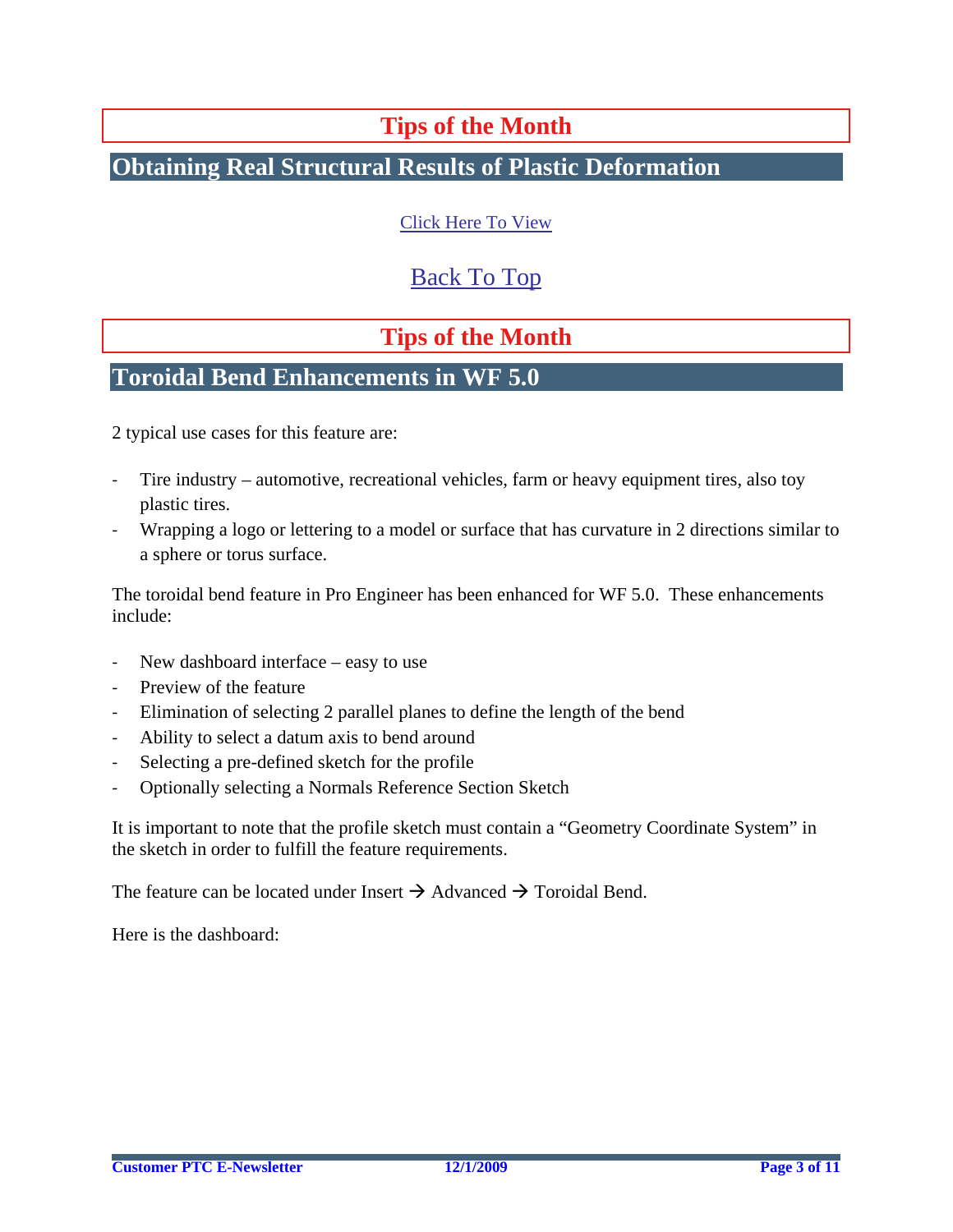## Tips of the Month

### Obtaining Real Structural Results of Plastic Deformation

[Click Here To View](#)

[Back To Top](#)

## Tips of the Month

### Toroidal Bend Enhancements in WF 5.0

2 typical use cases for this feature are:

- Tire industry – automotive, recreational vehicles, farm or heavy equipment tires, also toy plastic tires.
- Wrapping a logo or lettering to a model or surface that has curvature in 2 directions similar to a sphere or torus surface.

The toroidal bend feature in Pro Engineer has been enhanced for WF 5.0. These enhancements include:

- New dashboard interface – easy to use
- Preview of the feature
- Elimination of selecting 2 parallel planes to define the length of the bend
- Ability to select a datum axis to bend around
- Selecting a pre-defined sketch for the profile
- Optionally selecting a Normals Reference Section Sketch

It is important to note that the profile sketch must contain a "Geometry Coordinate System" in the sketch in order to fulfill the feature requirements.

The feature can be located under Insert → Advanced → Toroidal Bend.

Here is the dashboard: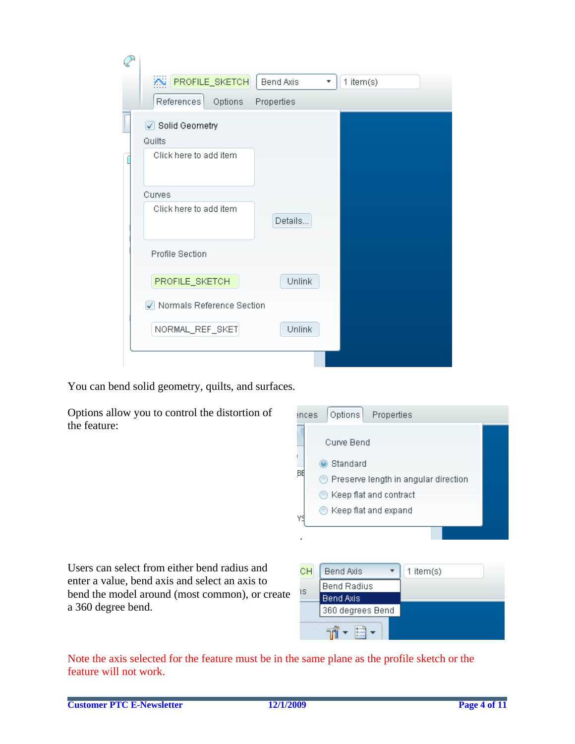You can bend solid geometry, quilts, and surfaces.

Options allow you to control the distortion of the feature:

Users can select from either bend radius and enter a value, bend axis and select an axis to bend the model around (most common), or create a 360 degree bend.

Note the axis selected for the feature must be in the same plane as the profile sketch or the feature will not work.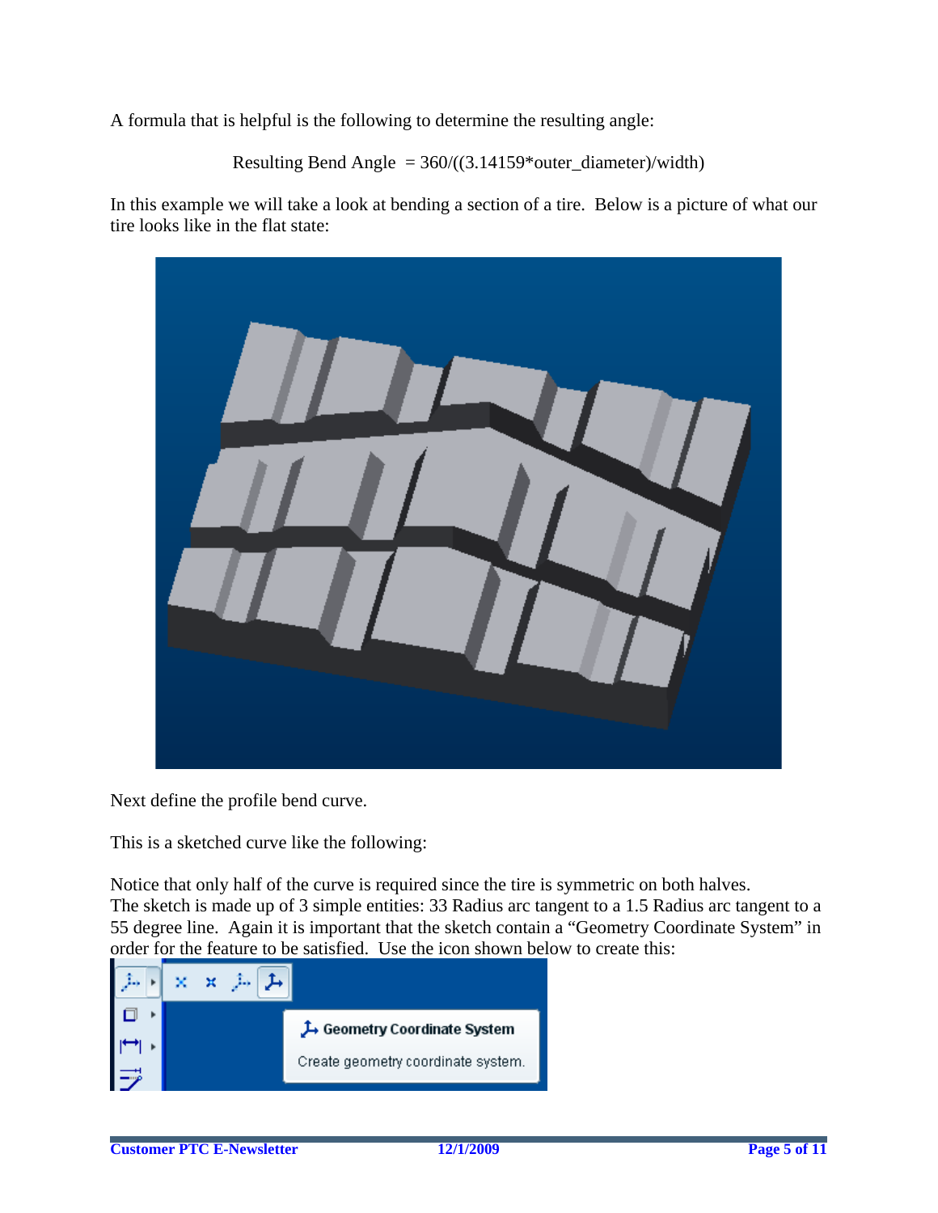A formula that is helpful is the following to determine the resulting angle:

Resulting Bend Angle = 360/((3.14159*outer_diameter)/width)

In this example we will take a look at bending a section of a tire. Below is a picture of what our tire looks like in the flat state:

Next define the profile bend curve.

This is a sketched curve like the following:

Notice that only half of the curve is required since the tire is symmetric on both halves.
The sketch is made up of 3 simple entities: 33 Radius arc tangent to a 1.5 Radius arc tangent to a 55 degree line. Again it is important that the sketch contain a "Geometry Coordinate System" in order for the feature to be satisfied. Use the icon shown below to create this: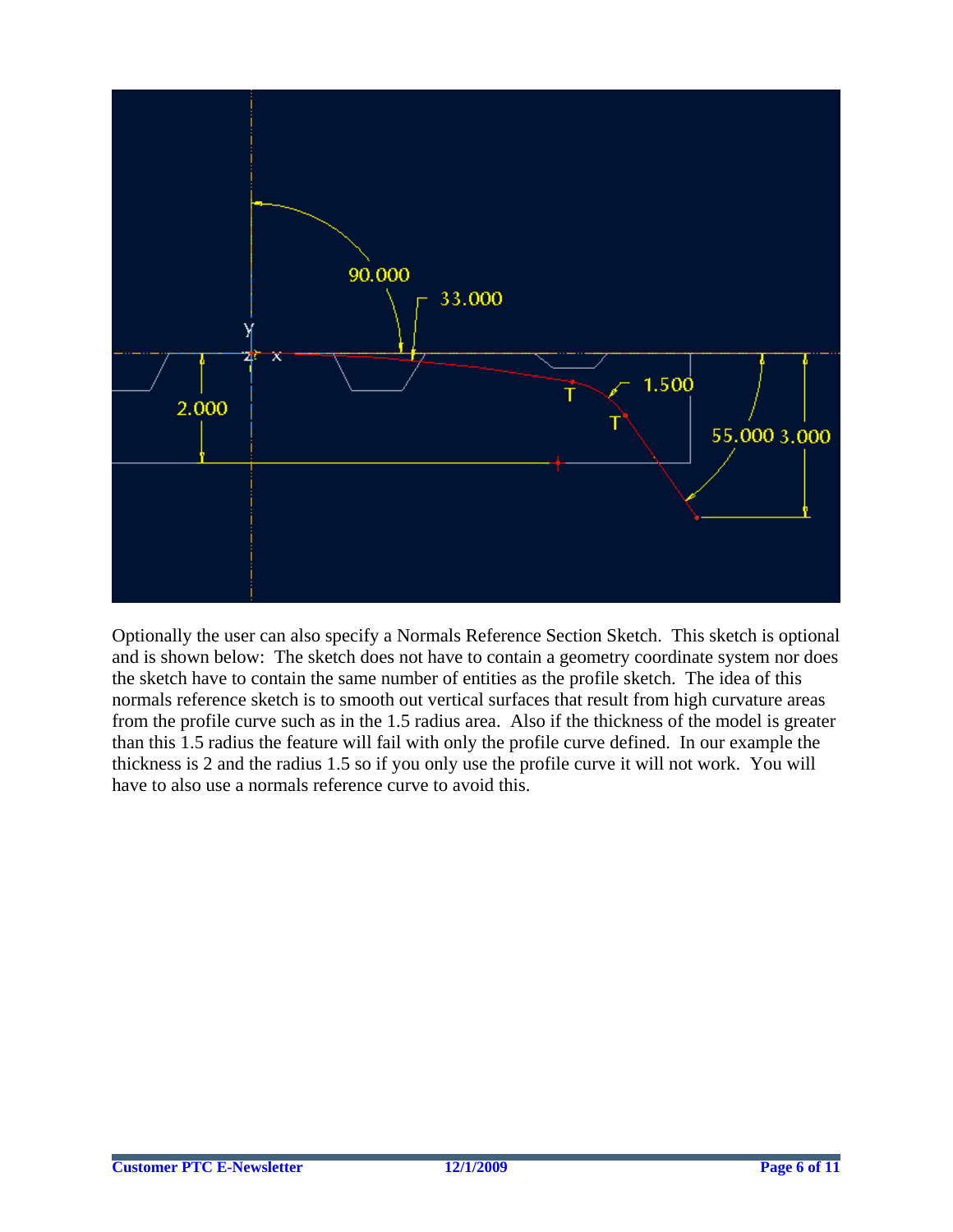Optionally the user can also specify a Normals Reference Section Sketch. This sketch is optional and is shown below: The sketch does not have to contain a geometry coordinate system nor does the sketch have to contain the same number of entities as the profile sketch. The idea of this normals reference sketch is to smooth out vertical surfaces that result from high curvature areas from the profile curve such as in the 1.5 radius area. Also if the thickness of the model is greater than this 1.5 radius the feature will fail with only the profile curve defined. In our example the thickness is 2 and the radius 1.5 so if you only use the profile curve it will not work. You will have to also use a normals reference curve to avoid this.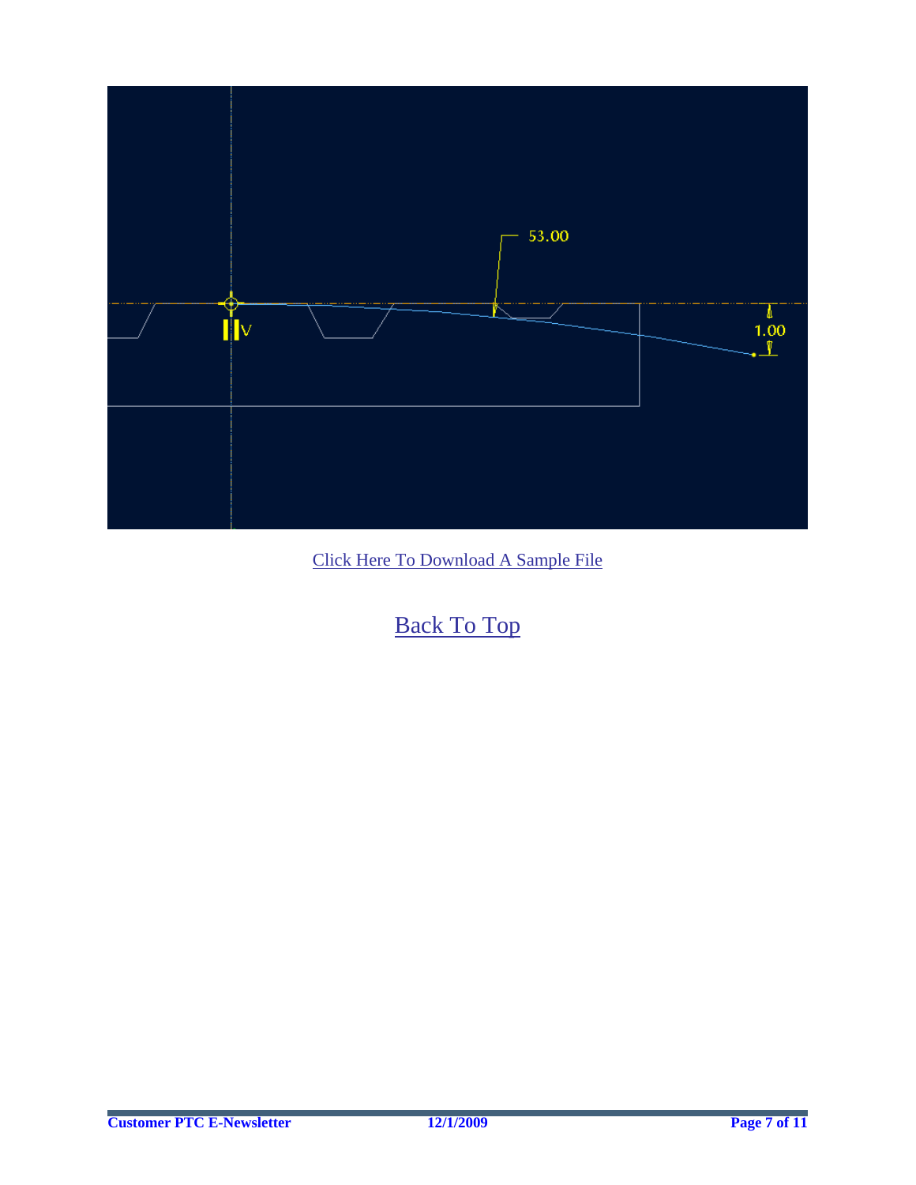Click Here To Download A Sample File

Back To Top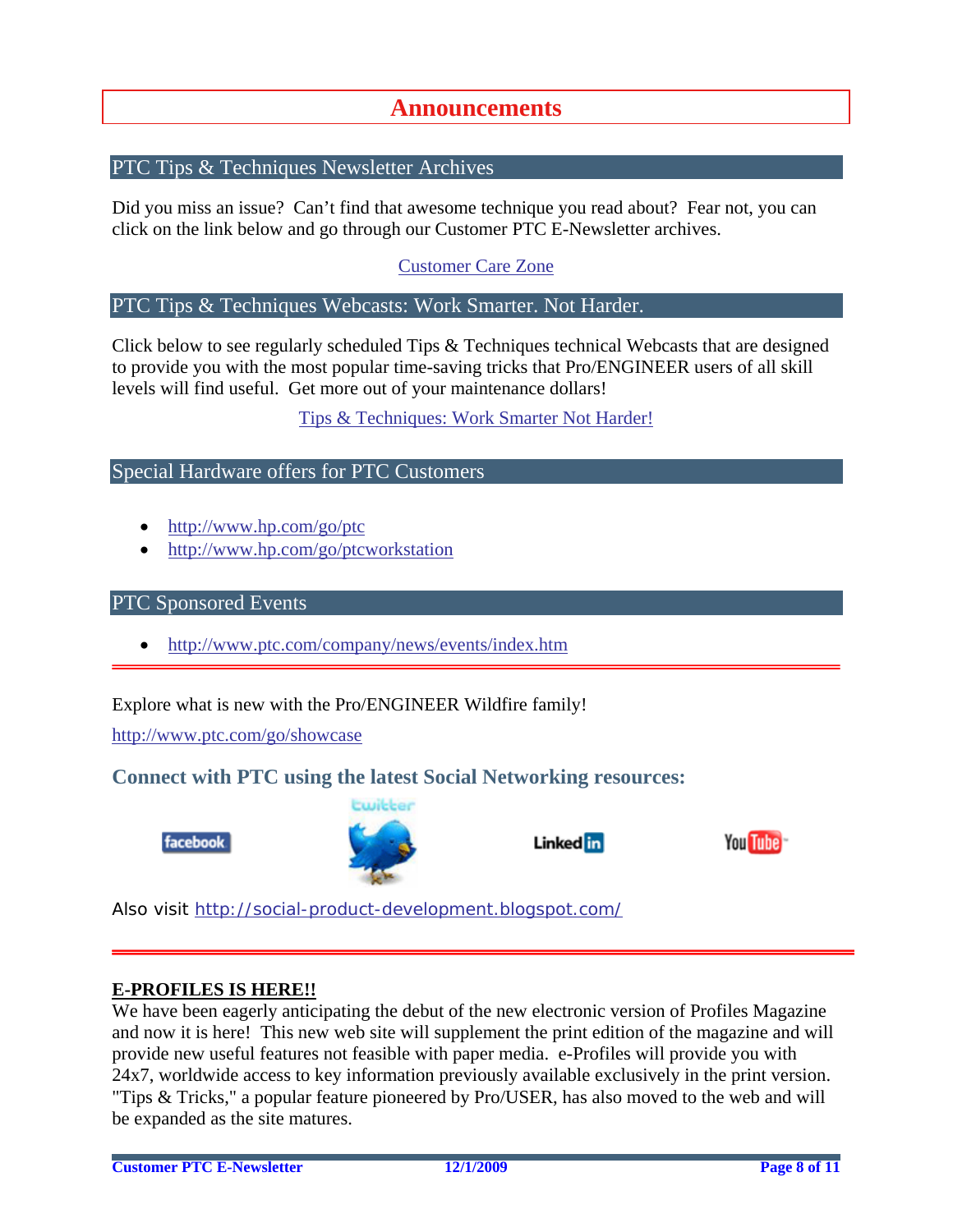# Announcements

## PTC Tips & Techniques Newsletter Archives

Did you miss an issue? Can't find that awesome technique you read about? Fear not, you can click on the link below and go through our Customer PTC E-Newsletter archives.

Customer Care Zone

## PTC Tips & Techniques Webcasts: Work Smarter. Not Harder.

Click below to see regularly scheduled Tips & Techniques technical Webcasts that are designed to provide you with the most popular time-saving tricks that Pro/ENGINEER users of all skill levels will find useful. Get more out of your maintenance dollars!

Tips & Techniques: Work Smarter Not Harder!

## Special Hardware offers for PTC Customers

- http://www.hp.com/go/ptc
- http://www.hp.com/go/ptcworkstation

## PTC Sponsored Events

- http://www.ptc.com/company/news/events/index.htm

---

Explore what is new with the Pro/ENGINEER Wildfire family!

http://www.ptc.com/go/showcase

### Connect with PTC using the latest Social Networking resources:

facebook twitter LinkedIn YouTube

Also visit http://social-product-development.blogspot.com/

---

**E-PROFILES IS HERE!!**

We have been eagerly anticipating the debut of the new electronic version of Profiles Magazine and now it is here! This new web site will supplement the print edition of the magazine and will provide new useful features not feasible with paper media. e-Profiles will provide you with 24x7, worldwide access to key information previously available exclusively in the print version. "Tips & Tricks," a popular feature pioneered by Pro/USER, has also moved to the web and will be expanded as the site matures.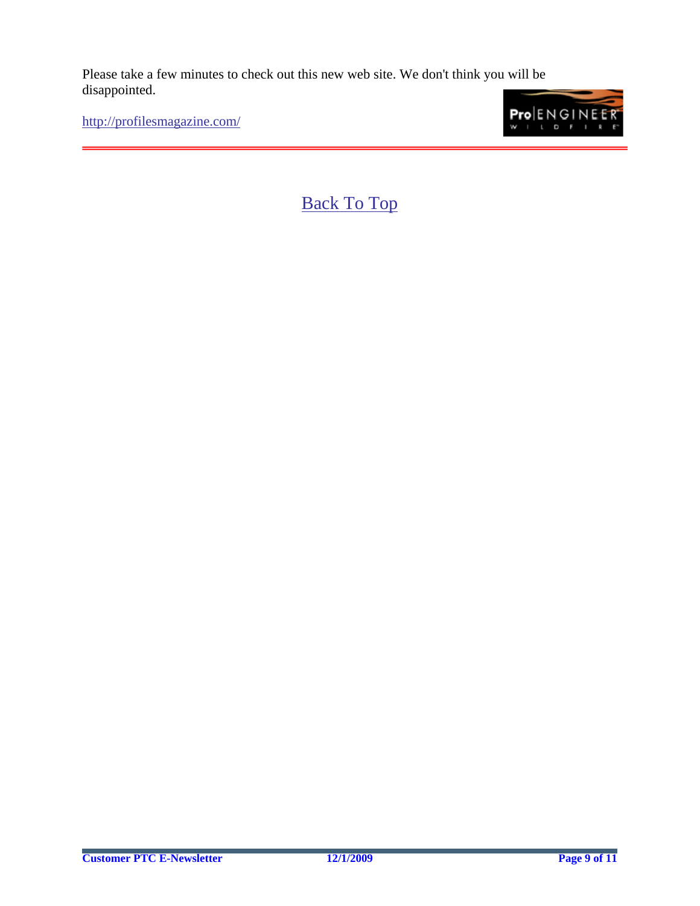Please take a few minutes to check out this new web site. We don't think you will be disappointed.

http://profilesmagazine.com/

---

Back To Top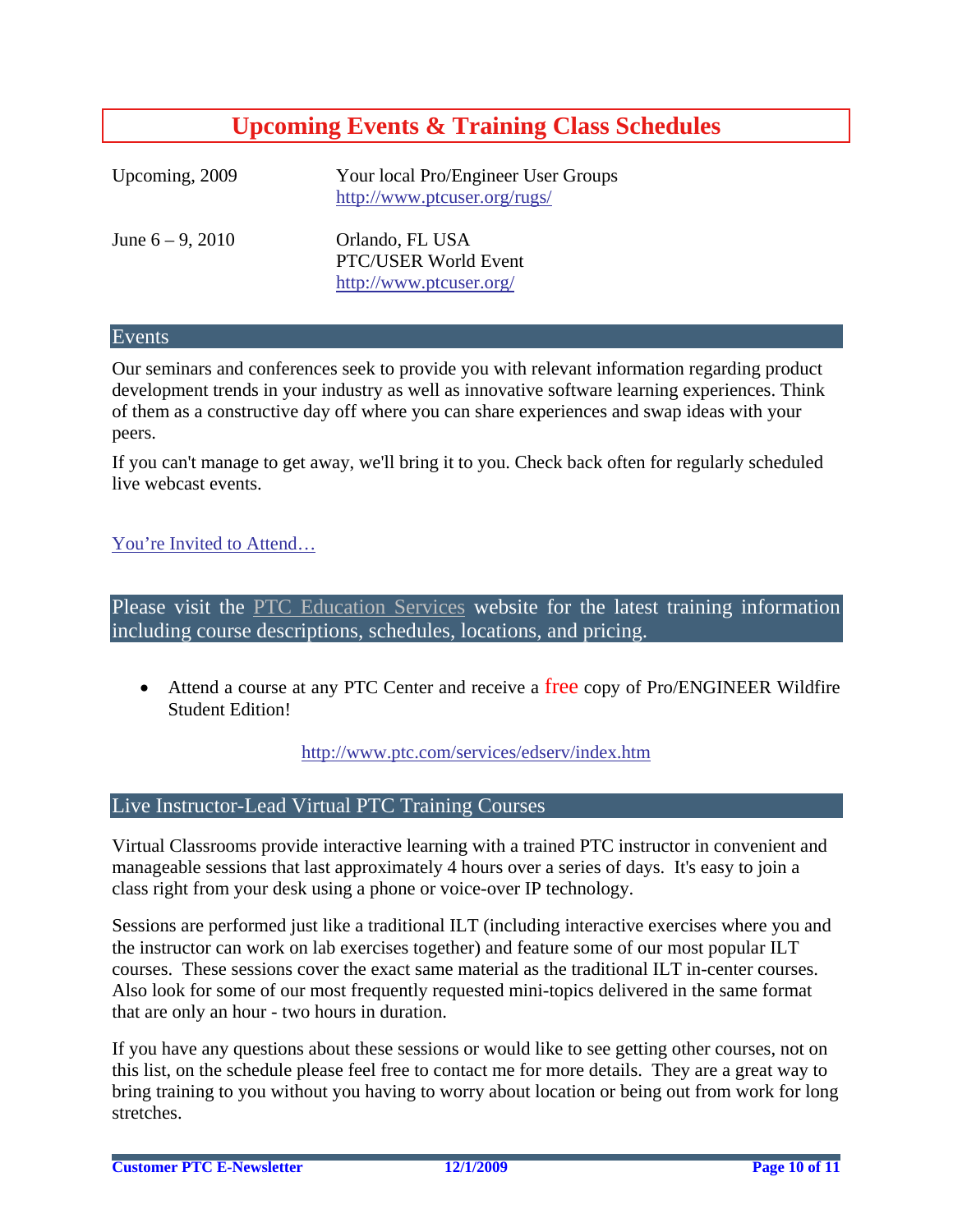# Upcoming Events & Training Class Schedules

| | |
|---|---|
| Upcoming, 2009 | Your local Pro/Engineer User Groups<br>http://www.ptcuser.org/rugs/ |
| June 6 – 9, 2010 | Orlando, FL USA<br>PTC/USER World Event<br>http://www.ptcuser.org/ |

## Events

Our seminars and conferences seek to provide you with relevant information regarding product development trends in your industry as well as innovative software learning experiences. Think of them as a constructive day off where you can share experiences and swap ideas with your peers.

If you can't manage to get away, we'll bring it to you. Check back often for regularly scheduled live webcast events.

You're Invited to Attend…

## Please visit the PTC Education Services website for the latest training information including course descriptions, schedules, locations, and pricing.

- Attend a course at any PTC Center and receive a free copy of Pro/ENGINEER Wildfire Student Edition!

http://www.ptc.com/services/edserv/index.htm

## Live Instructor-Lead Virtual PTC Training Courses

Virtual Classrooms provide interactive learning with a trained PTC instructor in convenient and manageable sessions that last approximately 4 hours over a series of days. It's easy to join a class right from your desk using a phone or voice-over IP technology.

Sessions are performed just like a traditional ILT (including interactive exercises where you and the instructor can work on lab exercises together) and feature some of our most popular ILT courses. These sessions cover the exact same material as the traditional ILT in-center courses. Also look for some of our most frequently requested mini-topics delivered in the same format that are only an hour - two hours in duration.

If you have any questions about these sessions or would like to see getting other courses, not on this list, on the schedule please feel free to contact me for more details. They are a great way to bring training to you without you having to worry about location or being out from work for long stretches.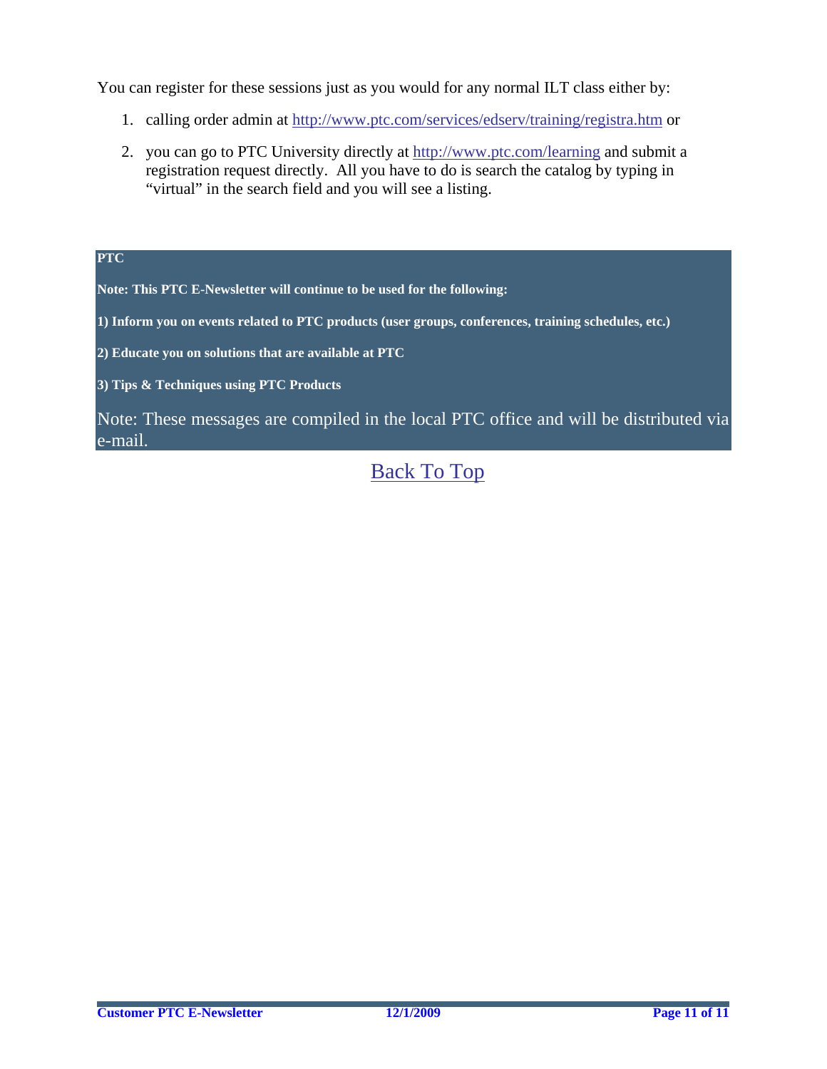You can register for these sessions just as you would for any normal ILT class either by:

1. calling order admin at [http://www.ptc.com/services/edserv/training/registra.htm](http://www.ptc.com/services/edserv/training/registra.htm) or

2. you can go to PTC University directly at [http://www.ptc.com/learning](http://www.ptc.com/learning) and submit a registration request directly. All you have to do is search the catalog by typing in "virtual" in the search field and you will see a listing.

**PTC**

**Note: This PTC E-Newsletter will continue to be used for the following:**

**1) Inform you on events related to PTC products (user groups, conferences, training schedules, etc.)**

**2) Educate you on solutions that are available at PTC**

**3) Tips & Techniques using PTC Products**

Note: These messages are compiled in the local PTC office and will be distributed via e-mail.

Back To Top